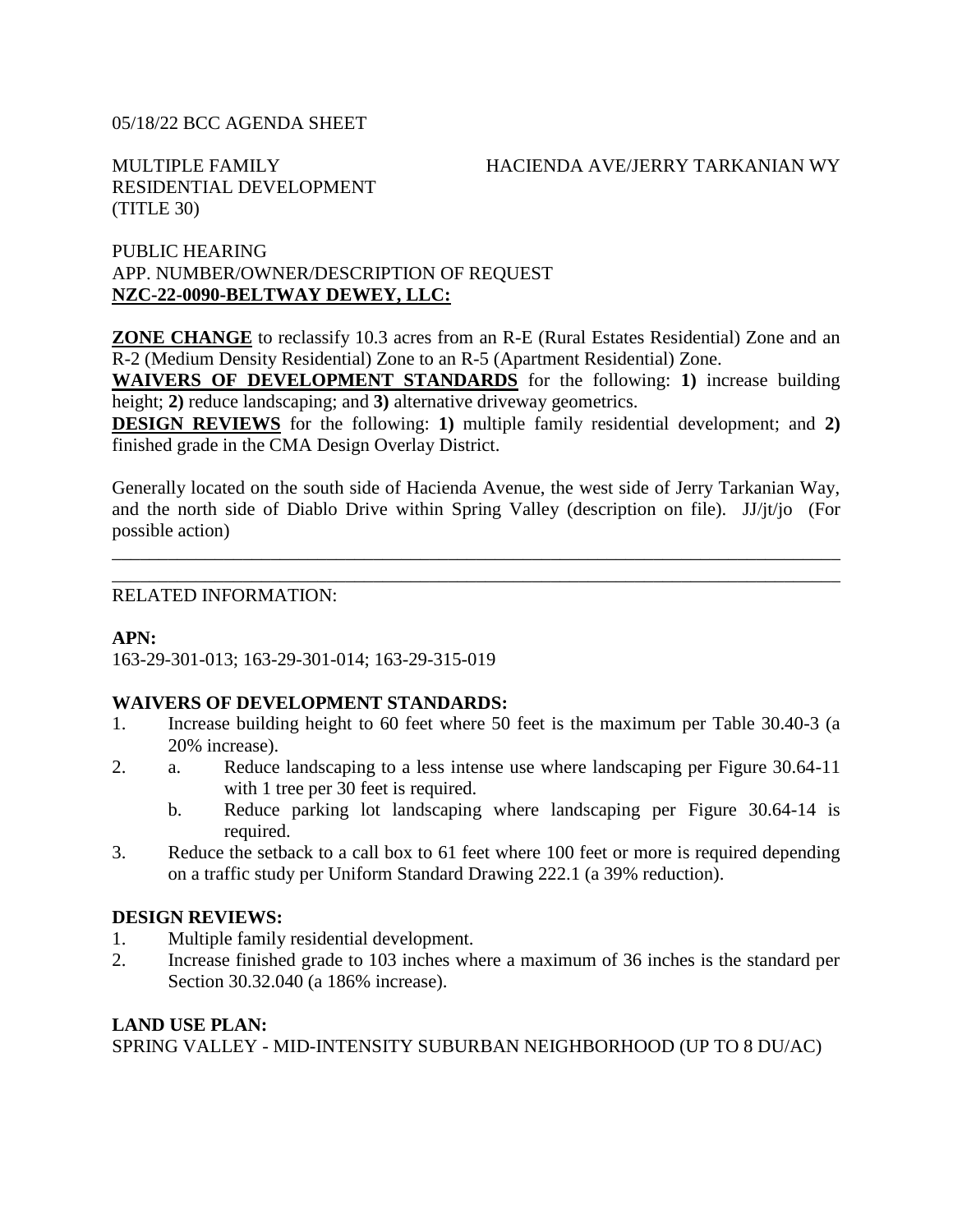05/18/22 BCC AGENDA SHEET

MULTIPLE FAMILY RESIDENTIAL DEVELOPMENT (TITLE 30)

HACIENDA AVE/JERRY TARKANIAN WY

PUBLIC HEARING
APP. NUMBER/OWNER/DESCRIPTION OF REQUEST
**NZC-22-0090-BELTWAY DEWEY, LLC:**

**ZONE CHANGE** to reclassify 10.3 acres from an R-E (Rural Estates Residential) Zone and an R-2 (Medium Density Residential) Zone to an R-5 (Apartment Residential) Zone.
**WAIVERS OF DEVELOPMENT STANDARDS** for the following: **1)** increase building height; **2)** reduce landscaping; and **3)** alternative driveway geometrics.
**DESIGN REVIEWS** for the following: **1)** multiple family residential development; and **2)** finished grade in the CMA Design Overlay District.

Generally located on the south side of Hacienda Avenue, the west side of Jerry Tarkanian Way, and the north side of Diablo Drive within Spring Valley (description on file). JJ/jt/jo (For possible action)

---

RELATED INFORMATION:

**APN:**
163-29-301-013; 163-29-301-014; 163-29-315-019

**WAIVERS OF DEVELOPMENT STANDARDS:**

1. Increase building height to 60 feet where 50 feet is the maximum per Table 30.40-3 (a 20% increase).
2. a. Reduce landscaping to a less intense use where landscaping per Figure 30.64-11 with 1 tree per 30 feet is required.
   b. Reduce parking lot landscaping where landscaping per Figure 30.64-14 is required.
3. Reduce the setback to a call box to 61 feet where 100 feet or more is required depending on a traffic study per Uniform Standard Drawing 222.1 (a 39% reduction).

**DESIGN REVIEWS:**

1. Multiple family residential development.
2. Increase finished grade to 103 inches where a maximum of 36 inches is the standard per Section 30.32.040 (a 186% increase).

**LAND USE PLAN:**
SPRING VALLEY - MID-INTENSITY SUBURBAN NEIGHBORHOOD (UP TO 8 DU/AC)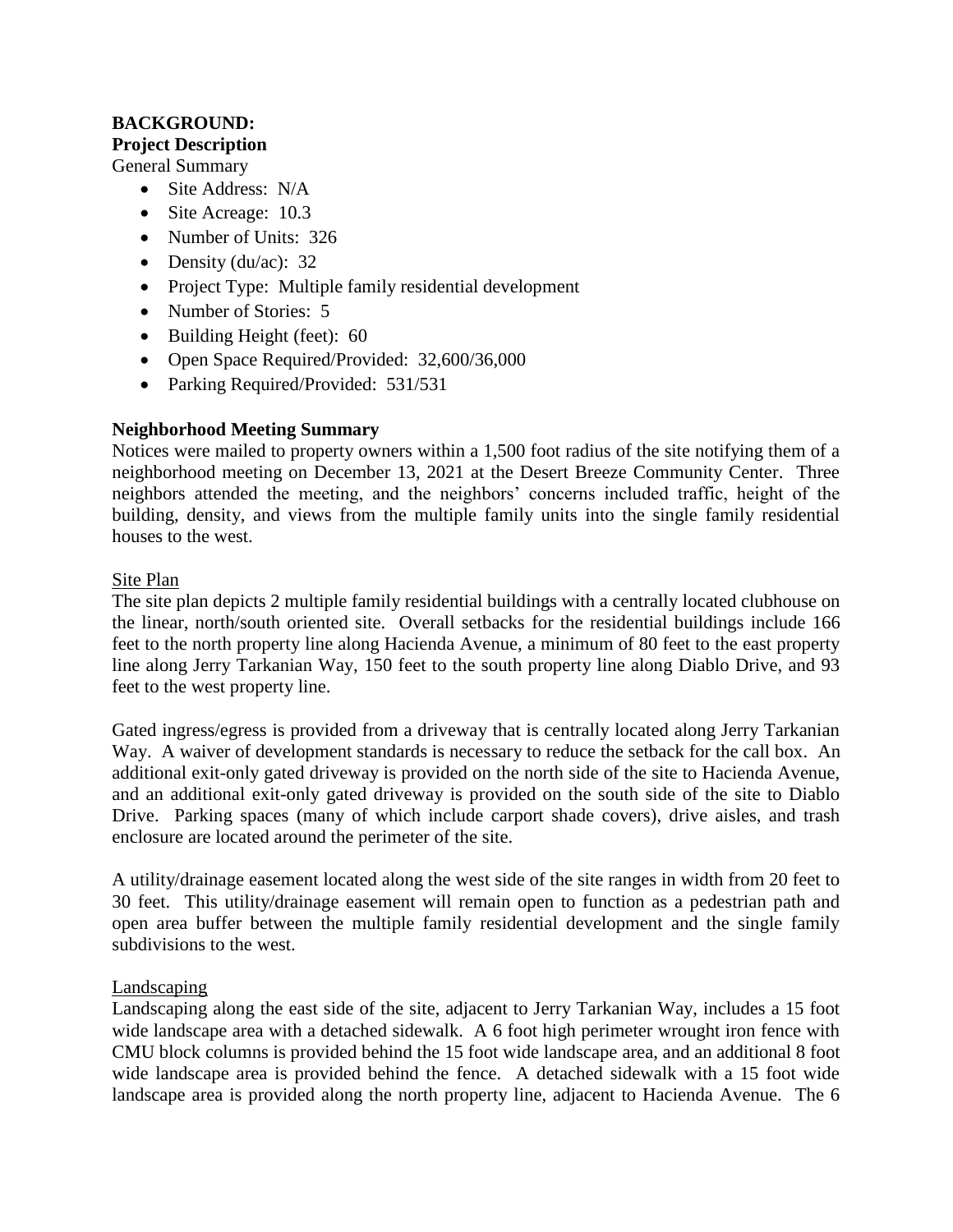## BACKGROUND:

### Project Description

General Summary

- Site Address: N/A
- Site Acreage: 10.3
- Number of Units: 326
- Density (du/ac): 32
- Project Type: Multiple family residential development
- Number of Stories: 5
- Building Height (feet): 60
- Open Space Required/Provided: 32,600/36,000
- Parking Required/Provided: 531/531

### Neighborhood Meeting Summary

Notices were mailed to property owners within a 1,500 foot radius of the site notifying them of a neighborhood meeting on December 13, 2021 at the Desert Breeze Community Center. Three neighbors attended the meeting, and the neighbors' concerns included traffic, height of the building, density, and views from the multiple family units into the single family residential houses to the west.

#### Site Plan

The site plan depicts 2 multiple family residential buildings with a centrally located clubhouse on the linear, north/south oriented site. Overall setbacks for the residential buildings include 166 feet to the north property line along Hacienda Avenue, a minimum of 80 feet to the east property line along Jerry Tarkanian Way, 150 feet to the south property line along Diablo Drive, and 93 feet to the west property line.

Gated ingress/egress is provided from a driveway that is centrally located along Jerry Tarkanian Way. A waiver of development standards is necessary to reduce the setback for the call box. An additional exit-only gated driveway is provided on the north side of the site to Hacienda Avenue, and an additional exit-only gated driveway is provided on the south side of the site to Diablo Drive. Parking spaces (many of which include carport shade covers), drive aisles, and trash enclosure are located around the perimeter of the site.

A utility/drainage easement located along the west side of the site ranges in width from 20 feet to 30 feet. This utility/drainage easement will remain open to function as a pedestrian path and open area buffer between the multiple family residential development and the single family subdivisions to the west.

#### Landscaping

Landscaping along the east side of the site, adjacent to Jerry Tarkanian Way, includes a 15 foot wide landscape area with a detached sidewalk. A 6 foot high perimeter wrought iron fence with CMU block columns is provided behind the 15 foot wide landscape area, and an additional 8 foot wide landscape area is provided behind the fence. A detached sidewalk with a 15 foot wide landscape area is provided along the north property line, adjacent to Hacienda Avenue. The 6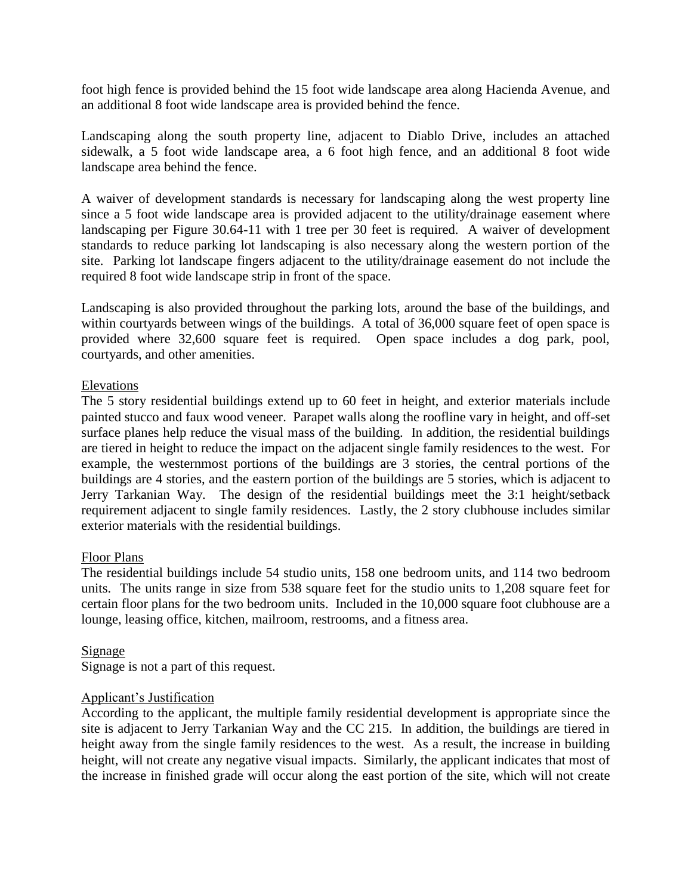foot high fence is provided behind the 15 foot wide landscape area along Hacienda Avenue, and an additional 8 foot wide landscape area is provided behind the fence.

Landscaping along the south property line, adjacent to Diablo Drive, includes an attached sidewalk, a 5 foot wide landscape area, a 6 foot high fence, and an additional 8 foot wide landscape area behind the fence.

A waiver of development standards is necessary for landscaping along the west property line since a 5 foot wide landscape area is provided adjacent to the utility/drainage easement where landscaping per Figure 30.64-11 with 1 tree per 30 feet is required. A waiver of development standards to reduce parking lot landscaping is also necessary along the western portion of the site. Parking lot landscape fingers adjacent to the utility/drainage easement do not include the required 8 foot wide landscape strip in front of the space.

Landscaping is also provided throughout the parking lots, around the base of the buildings, and within courtyards between wings of the buildings. A total of 36,000 square feet of open space is provided where 32,600 square feet is required. Open space includes a dog park, pool, courtyards, and other amenities.

Elevations

The 5 story residential buildings extend up to 60 feet in height, and exterior materials include painted stucco and faux wood veneer. Parapet walls along the roofline vary in height, and off-set surface planes help reduce the visual mass of the building. In addition, the residential buildings are tiered in height to reduce the impact on the adjacent single family residences to the west. For example, the westernmost portions of the buildings are 3 stories, the central portions of the buildings are 4 stories, and the eastern portion of the buildings are 5 stories, which is adjacent to Jerry Tarkanian Way. The design of the residential buildings meet the 3:1 height/setback requirement adjacent to single family residences. Lastly, the 2 story clubhouse includes similar exterior materials with the residential buildings.

Floor Plans

The residential buildings include 54 studio units, 158 one bedroom units, and 114 two bedroom units. The units range in size from 538 square feet for the studio units to 1,208 square feet for certain floor plans for the two bedroom units. Included in the 10,000 square foot clubhouse are a lounge, leasing office, kitchen, mailroom, restrooms, and a fitness area.

Signage

Signage is not a part of this request.

Applicant's Justification

According to the applicant, the multiple family residential development is appropriate since the site is adjacent to Jerry Tarkanian Way and the CC 215. In addition, the buildings are tiered in height away from the single family residences to the west. As a result, the increase in building height, will not create any negative visual impacts. Similarly, the applicant indicates that most of the increase in finished grade will occur along the east portion of the site, which will not create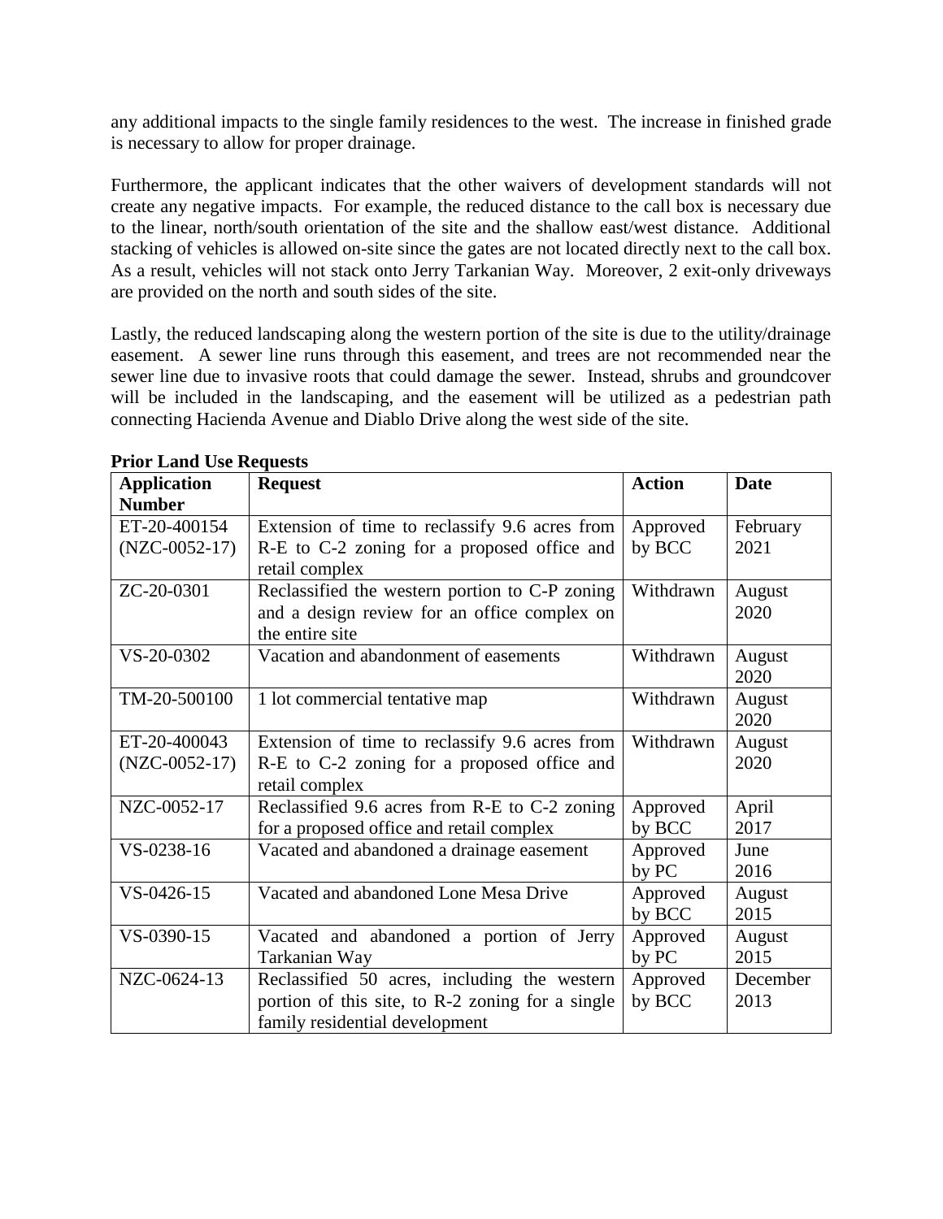any additional impacts to the single family residences to the west. The increase in finished grade is necessary to allow for proper drainage.

Furthermore, the applicant indicates that the other waivers of development standards will not create any negative impacts. For example, the reduced distance to the call box is necessary due to the linear, north/south orientation of the site and the shallow east/west distance. Additional stacking of vehicles is allowed on-site since the gates are not located directly next to the call box. As a result, vehicles will not stack onto Jerry Tarkanian Way. Moreover, 2 exit-only driveways are provided on the north and south sides of the site.

Lastly, the reduced landscaping along the western portion of the site is due to the utility/drainage easement. A sewer line runs through this easement, and trees are not recommended near the sewer line due to invasive roots that could damage the sewer. Instead, shrubs and groundcover will be included in the landscaping, and the easement will be utilized as a pedestrian path connecting Hacienda Avenue and Diablo Drive along the west side of the site.

**Prior Land Use Requests**

| Application Number | Request | Action | Date |
|---|---|---|---|
| ET-20-400154 (NZC-0052-17) | Extension of time to reclassify 9.6 acres from R-E to C-2 zoning for a proposed office and retail complex | Approved by BCC | February 2021 |
| ZC-20-0301 | Reclassified the western portion to C-P zoning and a design review for an office complex on the entire site | Withdrawn | August 2020 |
| VS-20-0302 | Vacation and abandonment of easements | Withdrawn | August 2020 |
| TM-20-500100 | 1 lot commercial tentative map | Withdrawn | August 2020 |
| ET-20-400043 (NZC-0052-17) | Extension of time to reclassify 9.6 acres from R-E to C-2 zoning for a proposed office and retail complex | Withdrawn | August 2020 |
| NZC-0052-17 | Reclassified 9.6 acres from R-E to C-2 zoning for a proposed office and retail complex | Approved by BCC | April 2017 |
| VS-0238-16 | Vacated and abandoned a drainage easement | Approved by PC | June 2016 |
| VS-0426-15 | Vacated and abandoned Lone Mesa Drive | Approved by BCC | August 2015 |
| VS-0390-15 | Vacated and abandoned a portion of Jerry Tarkanian Way | Approved by PC | August 2015 |
| NZC-0624-13 | Reclassified 50 acres, including the western portion of this site, to R-2 zoning for a single family residential development | Approved by BCC | December 2013 |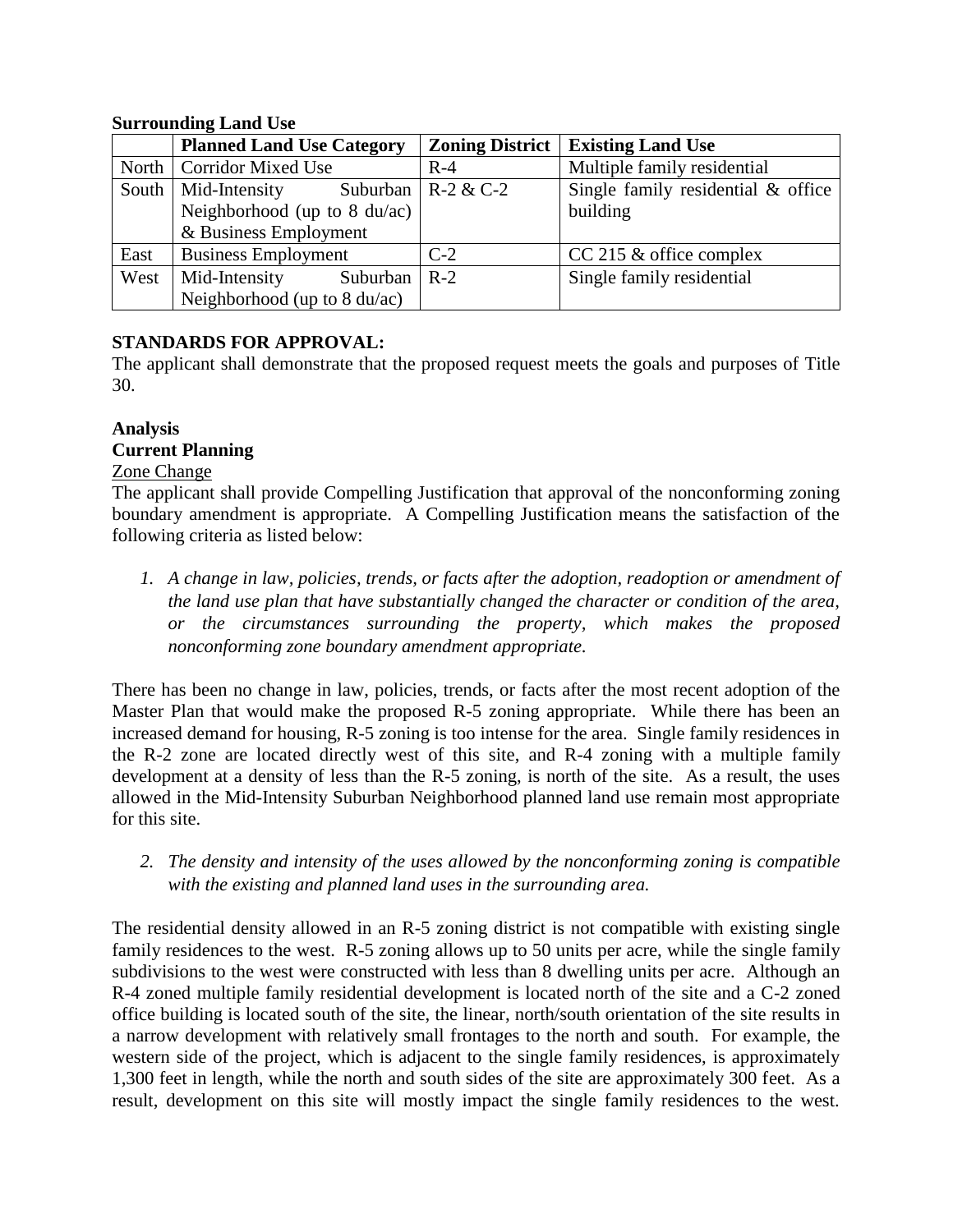**Surrounding Land Use**

| | Planned Land Use Category | Zoning District | Existing Land Use |
|---|---|---|---|
| North | Corridor Mixed Use | R-4 | Multiple family residential |
| South | Mid-Intensity Suburban Neighborhood (up to 8 du/ac) & Business Employment | R-2 & C-2 | Single family residential & office building |
| East | Business Employment | C-2 | CC 215 & office complex |
| West | Mid-Intensity Suburban Neighborhood (up to 8 du/ac) | R-2 | Single family residential |

**STANDARDS FOR APPROVAL:**

The applicant shall demonstrate that the proposed request meets the goals and purposes of Title 30.

**Analysis**

**Current Planning**

Zone Change

The applicant shall provide Compelling Justification that approval of the nonconforming zoning boundary amendment is appropriate. A Compelling Justification means the satisfaction of the following criteria as listed below:

1. *A change in law, policies, trends, or facts after the adoption, readoption or amendment of the land use plan that have substantially changed the character or condition of the area, or the circumstances surrounding the property, which makes the proposed nonconforming zone boundary amendment appropriate.*

There has been no change in law, policies, trends, or facts after the most recent adoption of the Master Plan that would make the proposed R-5 zoning appropriate. While there has been an increased demand for housing, R-5 zoning is too intense for the area. Single family residences in the R-2 zone are located directly west of this site, and R-4 zoning with a multiple family development at a density of less than the R-5 zoning, is north of the site. As a result, the uses allowed in the Mid-Intensity Suburban Neighborhood planned land use remain most appropriate for this site.

2. *The density and intensity of the uses allowed by the nonconforming zoning is compatible with the existing and planned land uses in the surrounding area.*

The residential density allowed in an R-5 zoning district is not compatible with existing single family residences to the west. R-5 zoning allows up to 50 units per acre, while the single family subdivisions to the west were constructed with less than 8 dwelling units per acre. Although an R-4 zoned multiple family residential development is located north of the site and a C-2 zoned office building is located south of the site, the linear, north/south orientation of the site results in a narrow development with relatively small frontages to the north and south. For example, the western side of the project, which is adjacent to the single family residences, is approximately 1,300 feet in length, while the north and south sides of the site are approximately 300 feet. As a result, development on this site will mostly impact the single family residences to the west.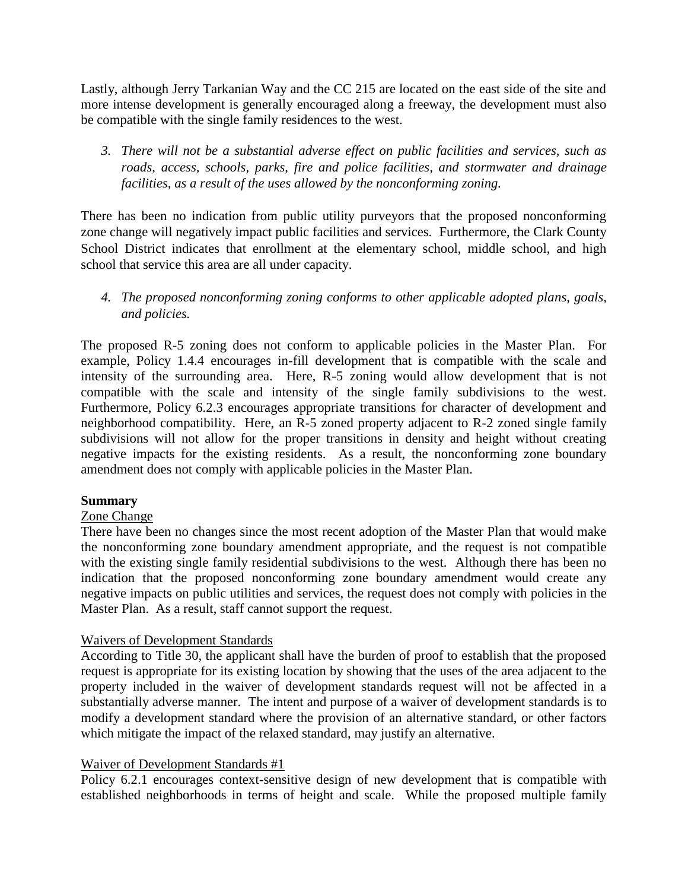Lastly, although Jerry Tarkanian Way and the CC 215 are located on the east side of the site and more intense development is generally encouraged along a freeway, the development must also be compatible with the single family residences to the west.

3. *There will not be a substantial adverse effect on public facilities and services, such as roads, access, schools, parks, fire and police facilities, and stormwater and drainage facilities, as a result of the uses allowed by the nonconforming zoning.*

There has been no indication from public utility purveyors that the proposed nonconforming zone change will negatively impact public facilities and services. Furthermore, the Clark County School District indicates that enrollment at the elementary school, middle school, and high school that service this area are all under capacity.

4. *The proposed nonconforming zoning conforms to other applicable adopted plans, goals, and policies.*

The proposed R-5 zoning does not conform to applicable policies in the Master Plan. For example, Policy 1.4.4 encourages in-fill development that is compatible with the scale and intensity of the surrounding area. Here, R-5 zoning would allow development that is not compatible with the scale and intensity of the single family subdivisions to the west. Furthermore, Policy 6.2.3 encourages appropriate transitions for character of development and neighborhood compatibility. Here, an R-5 zoned property adjacent to R-2 zoned single family subdivisions will not allow for the proper transitions in density and height without creating negative impacts for the existing residents. As a result, the nonconforming zone boundary amendment does not comply with applicable policies in the Master Plan.

**Summary**

Zone Change

There have been no changes since the most recent adoption of the Master Plan that would make the nonconforming zone boundary amendment appropriate, and the request is not compatible with the existing single family residential subdivisions to the west. Although there has been no indication that the proposed nonconforming zone boundary amendment would create any negative impacts on public utilities and services, the request does not comply with policies in the Master Plan. As a result, staff cannot support the request.

Waivers of Development Standards

According to Title 30, the applicant shall have the burden of proof to establish that the proposed request is appropriate for its existing location by showing that the uses of the area adjacent to the property included in the waiver of development standards request will not be affected in a substantially adverse manner. The intent and purpose of a waiver of development standards is to modify a development standard where the provision of an alternative standard, or other factors which mitigate the impact of the relaxed standard, may justify an alternative.

Waiver of Development Standards #1

Policy 6.2.1 encourages context-sensitive design of new development that is compatible with established neighborhoods in terms of height and scale. While the proposed multiple family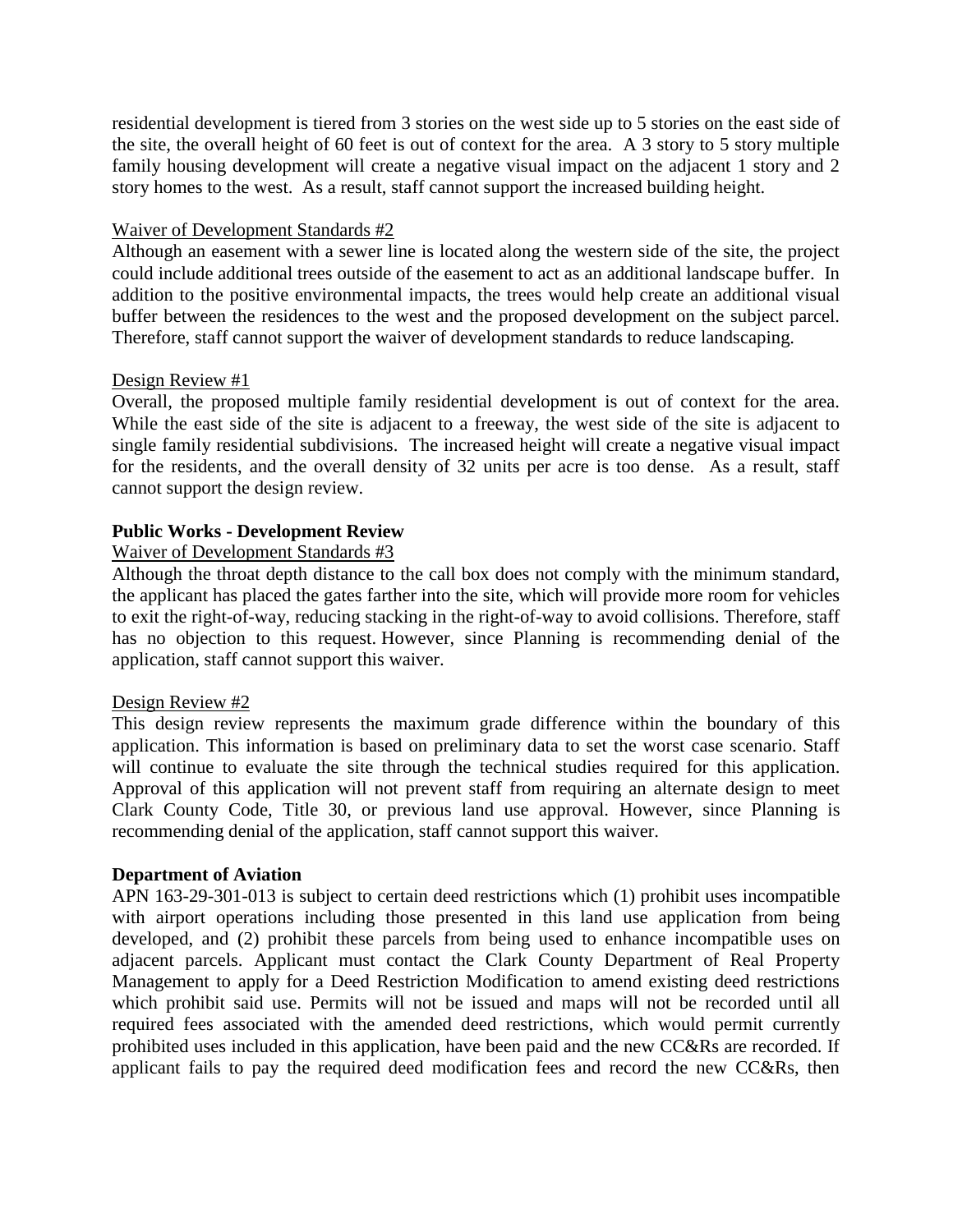residential development is tiered from 3 stories on the west side up to 5 stories on the east side of the site, the overall height of 60 feet is out of context for the area. A 3 story to 5 story multiple family housing development will create a negative visual impact on the adjacent 1 story and 2 story homes to the west. As a result, staff cannot support the increased building height.

Waiver of Development Standards #2

Although an easement with a sewer line is located along the western side of the site, the project could include additional trees outside of the easement to act as an additional landscape buffer. In addition to the positive environmental impacts, the trees would help create an additional visual buffer between the residences to the west and the proposed development on the subject parcel. Therefore, staff cannot support the waiver of development standards to reduce landscaping.

Design Review #1

Overall, the proposed multiple family residential development is out of context for the area. While the east side of the site is adjacent to a freeway, the west side of the site is adjacent to single family residential subdivisions. The increased height will create a negative visual impact for the residents, and the overall density of 32 units per acre is too dense. As a result, staff cannot support the design review.

**Public Works - Development Review**

Waiver of Development Standards #3

Although the throat depth distance to the call box does not comply with the minimum standard, the applicant has placed the gates farther into the site, which will provide more room for vehicles to exit the right-of-way, reducing stacking in the right-of-way to avoid collisions. Therefore, staff has no objection to this request. However, since Planning is recommending denial of the application, staff cannot support this waiver.

Design Review #2

This design review represents the maximum grade difference within the boundary of this application. This information is based on preliminary data to set the worst case scenario. Staff will continue to evaluate the site through the technical studies required for this application. Approval of this application will not prevent staff from requiring an alternate design to meet Clark County Code, Title 30, or previous land use approval. However, since Planning is recommending denial of the application, staff cannot support this waiver.

**Department of Aviation**

APN 163-29-301-013 is subject to certain deed restrictions which (1) prohibit uses incompatible with airport operations including those presented in this land use application from being developed, and (2) prohibit these parcels from being used to enhance incompatible uses on adjacent parcels. Applicant must contact the Clark County Department of Real Property Management to apply for a Deed Restriction Modification to amend existing deed restrictions which prohibit said use. Permits will not be issued and maps will not be recorded until all required fees associated with the amended deed restrictions, which would permit currently prohibited uses included in this application, have been paid and the new CC&Rs are recorded. If applicant fails to pay the required deed modification fees and record the new CC&Rs, then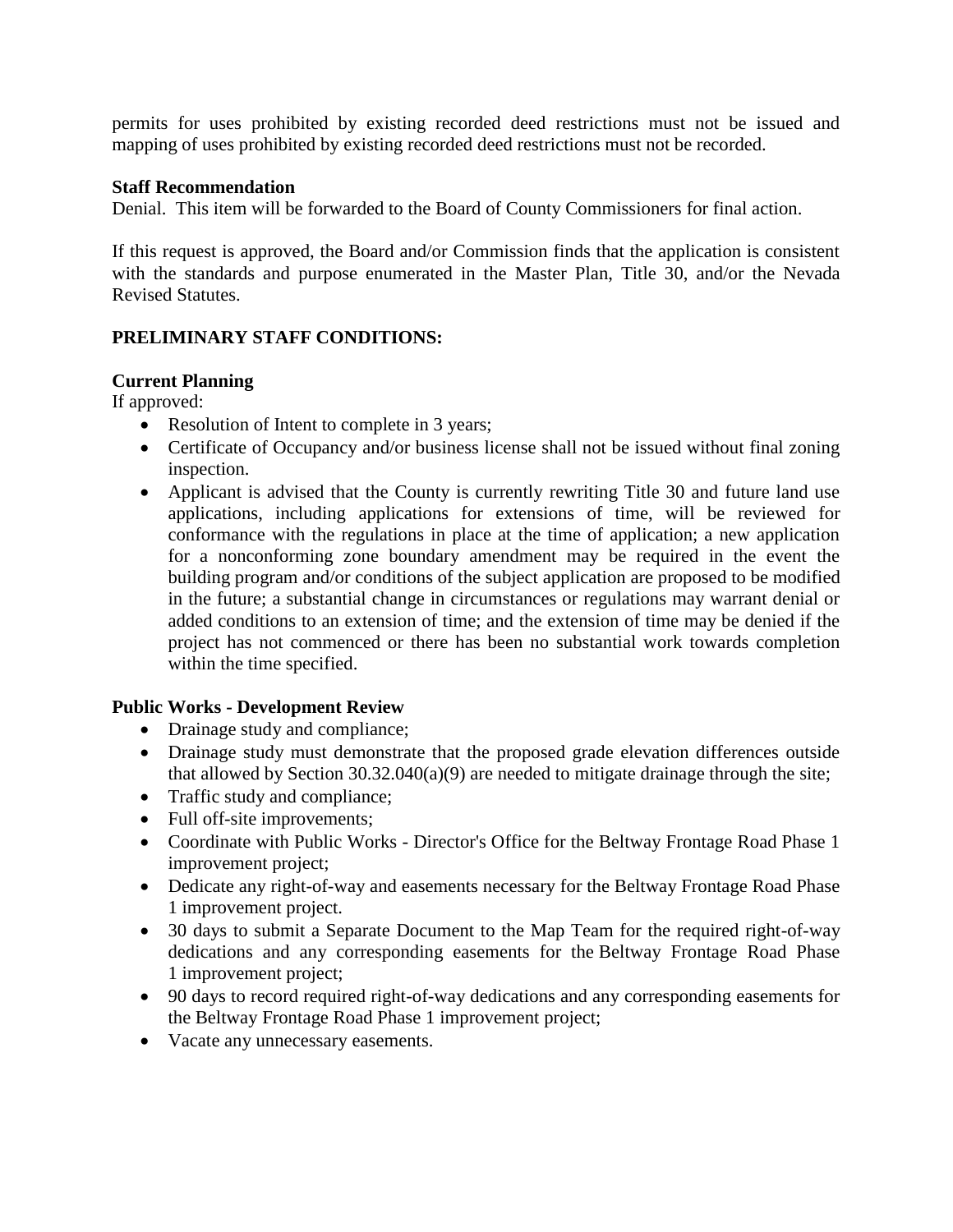permits for uses prohibited by existing recorded deed restrictions must not be issued and mapping of uses prohibited by existing recorded deed restrictions must not be recorded.

**Staff Recommendation**
Denial. This item will be forwarded to the Board of County Commissioners for final action.

If this request is approved, the Board and/or Commission finds that the application is consistent with the standards and purpose enumerated in the Master Plan, Title 30, and/or the Nevada Revised Statutes.

**PRELIMINARY STAFF CONDITIONS:**

**Current Planning**
If approved:

- Resolution of Intent to complete in 3 years;
- Certificate of Occupancy and/or business license shall not be issued without final zoning inspection.
- Applicant is advised that the County is currently rewriting Title 30 and future land use applications, including applications for extensions of time, will be reviewed for conformance with the regulations in place at the time of application; a new application for a nonconforming zone boundary amendment may be required in the event the building program and/or conditions of the subject application are proposed to be modified in the future; a substantial change in circumstances or regulations may warrant denial or added conditions to an extension of time; and the extension of time may be denied if the project has not commenced or there has been no substantial work towards completion within the time specified.

**Public Works - Development Review**

- Drainage study and compliance;
- Drainage study must demonstrate that the proposed grade elevation differences outside that allowed by Section 30.32.040(a)(9) are needed to mitigate drainage through the site;
- Traffic study and compliance;
- Full off-site improvements;
- Coordinate with Public Works - Director's Office for the Beltway Frontage Road Phase 1 improvement project;
- Dedicate any right-of-way and easements necessary for the Beltway Frontage Road Phase 1 improvement project.
- 30 days to submit a Separate Document to the Map Team for the required right-of-way dedications and any corresponding easements for the Beltway Frontage Road Phase 1 improvement project;
- 90 days to record required right-of-way dedications and any corresponding easements for the Beltway Frontage Road Phase 1 improvement project;
- Vacate any unnecessary easements.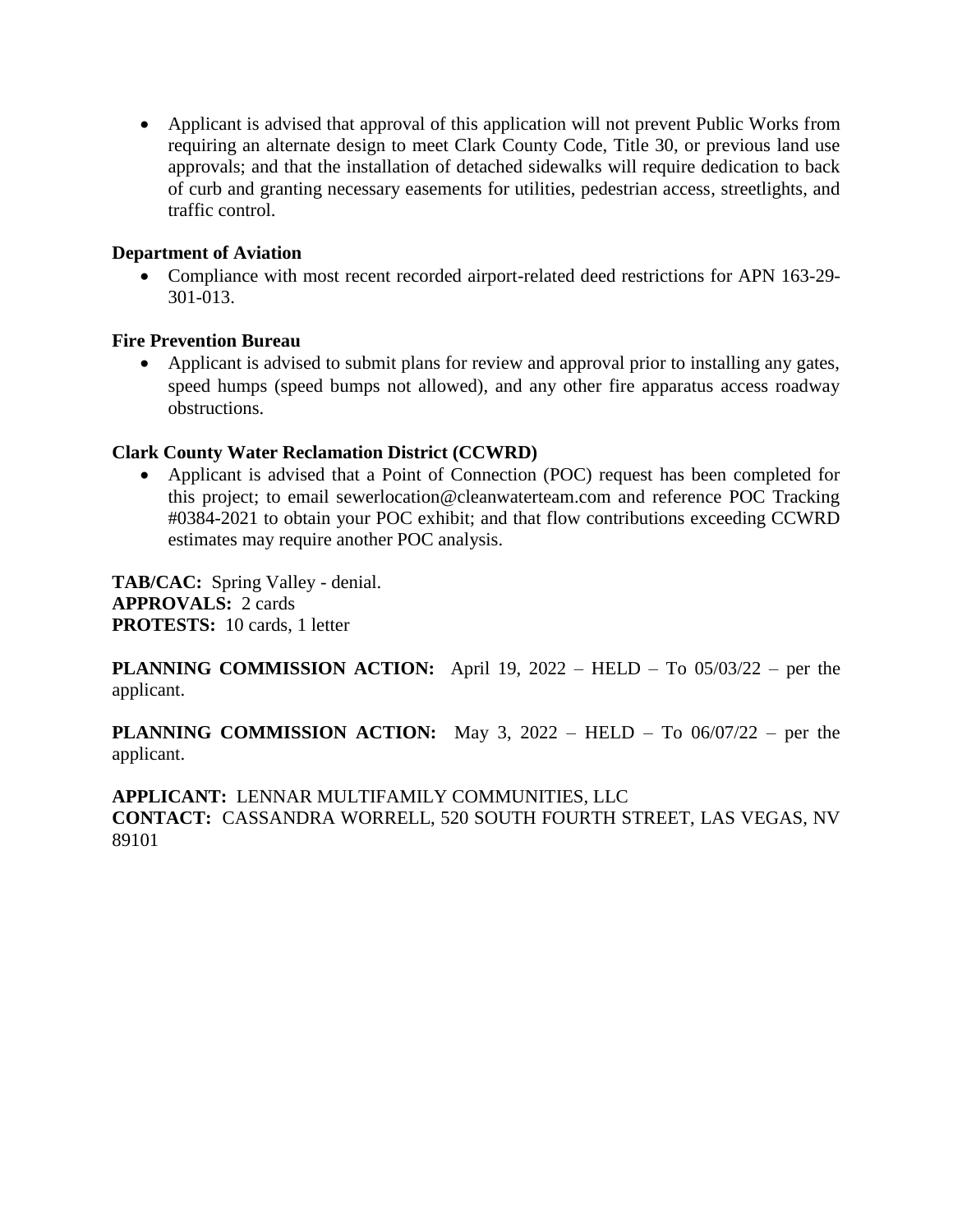- Applicant is advised that approval of this application will not prevent Public Works from requiring an alternate design to meet Clark County Code, Title 30, or previous land use approvals; and that the installation of detached sidewalks will require dedication to back of curb and granting necessary easements for utilities, pedestrian access, streetlights, and traffic control.

**Department of Aviation**

- Compliance with most recent recorded airport-related deed restrictions for APN 163-29-301-013.

**Fire Prevention Bureau**

- Applicant is advised to submit plans for review and approval prior to installing any gates, speed humps (speed bumps not allowed), and any other fire apparatus access roadway obstructions.

**Clark County Water Reclamation District (CCWRD)**

- Applicant is advised that a Point of Connection (POC) request has been completed for this project; to email sewerlocation@cleanwaterteam.com and reference POC Tracking #0384-2021 to obtain your POC exhibit; and that flow contributions exceeding CCWRD estimates may require another POC analysis.

**TAB/CAC:** Spring Valley - denial.
**APPROVALS:** 2 cards
**PROTESTS:** 10 cards, 1 letter

**PLANNING COMMISSION ACTION:** April 19, 2022 – HELD – To 05/03/22 – per the applicant.

**PLANNING COMMISSION ACTION:** May 3, 2022 – HELD – To 06/07/22 – per the applicant.

**APPLICANT:** LENNAR MULTIFAMILY COMMUNITIES, LLC
**CONTACT:** CASSANDRA WORRELL, 520 SOUTH FOURTH STREET, LAS VEGAS, NV 89101